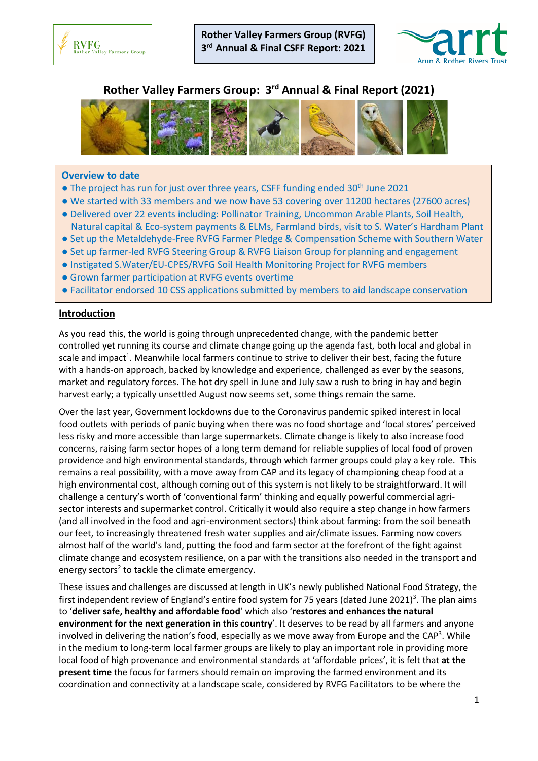# Rother Valley Farmers Group: 3rd Annual & Final Report (2021)

### Overview to date

- The project has run for just over three years, CSFF funding ended 30th June 2021
- We started with 33 members and we now have 53 covering over 11200 hectares (27600 acres)
- Delivered over 22 events including: Pollinator Training, Uncommon Arable Plants, Soil Health, Natural capital & Eco-system payments & ELMs, Farmland birds, visit to S. Water's Hardham Plant
- Set up the Metaldehyde-Free RVFG Farmer Pledge & Compensation Scheme with Southern Water
- Set up farmer-led RVFG Steering Group & RVFG Liaison Group for planning and engagement
- Instigated S.Water/EU-CPES/RVFG Soil Health Monitoring Project for RVFG members
- Grown farmer participation at RVFG events overtime
- Facilitator endorsed 10 CSS applications submitted by members to aid landscape conservation

## Introduction

As you read this, the world is going through unprecedented change, with the pandemic better controlled yet running its course and climate change going up the agenda fast, both local and global in scale and impact[1]. Meanwhile local farmers continue to strive to deliver their best, facing the future with a hands-on approach, backed by knowledge and experience, challenged as ever by the seasons, market and regulatory forces. The hot dry spell in June and July saw a rush to bring in hay and begin harvest early; a typically unsettled August now seems set, some things remain the same.

Over the last year, Government lockdowns due to the Coronavirus pandemic spiked interest in local food outlets with periods of panic buying when there was no food shortage and 'local stores' perceived less risky and more accessible than large supermarkets. Climate change is likely to also increase food concerns, raising farm sector hopes of a long term demand for reliable supplies of local food of proven providence and high environmental standards, through which farmer groups could play a key role. This remains a real possibility, with a move away from CAP and its legacy of championing cheap food at a high environmental cost, although coming out of this system is not likely to be straightforward. It will challenge a century's worth of 'conventional farm' thinking and equally powerful commercial agri-sector interests and supermarket control. Critically it would also require a step change in how farmers (and all involved in the food and agri-environment sectors) think about farming: from the soil beneath our feet, to increasingly threatened fresh water supplies and air/climate issues. Farming now covers almost half of the world's land, putting the food and farm sector at the forefront of the fight against climate change and ecosystem resilience, on a par with the transitions also needed in the transport and energy sectors[2] to tackle the climate emergency.

These issues and challenges are discussed at length in UK's newly published National Food Strategy, the first independent review of England's entire food system for 75 years (dated June 2021)[3]. The plan aims to '**deliver safe, healthy and affordable food**' which also '**restores and enhances the natural environment for the next generation in this country**'. It deserves to be read by all farmers and anyone involved in delivering the nation's food, especially as we move away from Europe and the CAP[3]. While in the medium to long-term local farmer groups are likely to play an important role in providing more local food of high provenance and environmental standards at 'affordable prices', it is felt that **at the present time** the focus for farmers should remain on improving the farmed environment and its coordination and connectivity at a landscape scale, considered by RVFG Facilitators to be where the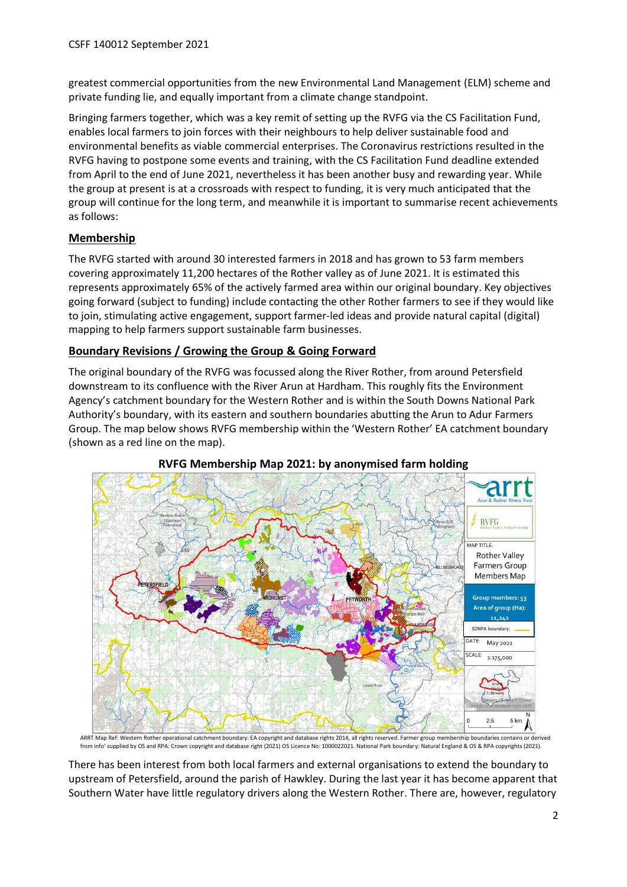greatest commercial opportunities from the new Environmental Land Management (ELM) scheme and private funding lie, and equally important from a climate change standpoint.

Bringing farmers together, which was a key remit of setting up the RVFG via the CS Facilitation Fund, enables local farmers to join forces with their neighbours to help deliver sustainable food and environmental benefits as viable commercial enterprises. The Coronavirus restrictions resulted in the RVFG having to postpone some events and training, with the CS Facilitation Fund deadline extended from April to the end of June 2021, nevertheless it has been another busy and rewarding year. While the group at present is at a crossroads with respect to funding, it is very much anticipated that the group will continue for the long term, and meanwhile it is important to summarise recent achievements as follows:

## Membership

The RVFG started with around 30 interested farmers in 2018 and has grown to 53 farm members covering approximately 11,200 hectares of the Rother valley as of June 2021. It is estimated this represents approximately 65% of the actively farmed area within our original boundary. Key objectives going forward (subject to funding) include contacting the other Rother farmers to see if they would like to join, stimulating active engagement, support farmer-led ideas and provide natural capital (digital) mapping to help farmers support sustainable farm businesses.

## Boundary Revisions / Growing the Group & Going Forward

The original boundary of the RVFG was focussed along the River Rother, from around Petersfield downstream to its confluence with the River Arun at Hardham. This roughly fits the Environment Agency's catchment boundary for the Western Rother and is within the South Downs National Park Authority's boundary, with its eastern and southern boundaries abutting the Arun to Adur Farmers Group. The map below shows RVFG membership within the 'Western Rother' EA catchment boundary (shown as a red line on the map).

**RVFG Membership Map 2021: by anonymised farm holding**

ARRT Map Ref: Western Rother operational catchment boundary: EA copyright and database rights 2014, all rights reserved. Farmer group membership boundaries contains or derived from info' supplied by OS and RPA: Crown copyright and database right (2021) OS Licence No: 1000022021. National Park boundary: Natural England & OS & RPA copyrights (2021).

There has been interest from both local farmers and external organisations to extend the boundary to upstream of Petersfield, around the parish of Hawkley. During the last year it has become apparent that Southern Water have little regulatory drivers along the Western Rother. There are, however, regulatory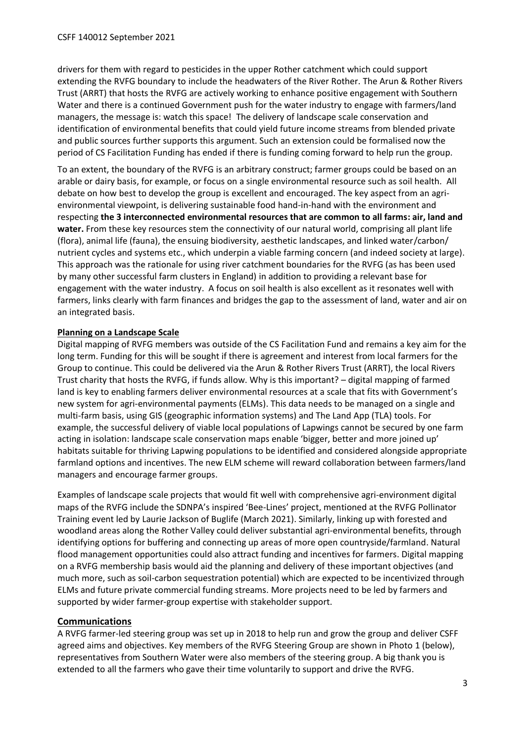drivers for them with regard to pesticides in the upper Rother catchment which could support extending the RVFG boundary to include the headwaters of the River Rother. The Arun & Rother Rivers Trust (ARRT) that hosts the RVFG are actively working to enhance positive engagement with Southern Water and there is a continued Government push for the water industry to engage with farmers/land managers, the message is: watch this space! The delivery of landscape scale conservation and identification of environmental benefits that could yield future income streams from blended private and public sources further supports this argument. Such an extension could be formalised now the period of CS Facilitation Funding has ended if there is funding coming forward to help run the group.

To an extent, the boundary of the RVFG is an arbitrary construct; farmer groups could be based on an arable or dairy basis, for example, or focus on a single environmental resource such as soil health. All debate on how best to develop the group is excellent and encouraged. The key aspect from an agri-environmental viewpoint, is delivering sustainable food hand-in-hand with the environment and respecting **the 3 interconnected environmental resources that are common to all farms: air, land and water.** From these key resources stem the connectivity of our natural world, comprising all plant life (flora), animal life (fauna), the ensuing biodiversity, aesthetic landscapes, and linked water/carbon/nutrient cycles and systems etc., which underpin a viable farming concern (and indeed society at large). This approach was the rationale for using river catchment boundaries for the RVFG (as has been used by many other successful farm clusters in England) in addition to providing a relevant base for engagement with the water industry. A focus on soil health is also excellent as it resonates well with farmers, links clearly with farm finances and bridges the gap to the assessment of land, water and air on an integrated basis.

**Planning on a Landscape Scale**

Digital mapping of RVFG members was outside of the CS Facilitation Fund and remains a key aim for the long term. Funding for this will be sought if there is agreement and interest from local farmers for the Group to continue. This could be delivered via the Arun & Rother Rivers Trust (ARRT), the local Rivers Trust charity that hosts the RVFG, if funds allow. Why is this important? – digital mapping of farmed land is key to enabling farmers deliver environmental resources at a scale that fits with Government's new system for agri-environmental payments (ELMs). This data needs to be managed on a single and multi-farm basis, using GIS (geographic information systems) and The Land App (TLA) tools. For example, the successful delivery of viable local populations of Lapwings cannot be secured by one farm acting in isolation: landscape scale conservation maps enable 'bigger, better and more joined up' habitats suitable for thriving Lapwing populations to be identified and considered alongside appropriate farmland options and incentives. The new ELM scheme will reward collaboration between farmers/land managers and encourage farmer groups.

Examples of landscape scale projects that would fit well with comprehensive agri-environment digital maps of the RVFG include the SDNPA's inspired 'Bee-Lines' project, mentioned at the RVFG Pollinator Training event led by Laurie Jackson of Buglife (March 2021). Similarly, linking up with forested and woodland areas along the Rother Valley could deliver substantial agri-environmental benefits, through identifying options for buffering and connecting up areas of more open countryside/farmland. Natural flood management opportunities could also attract funding and incentives for farmers. Digital mapping on a RVFG membership basis would aid the planning and delivery of these important objectives (and much more, such as soil-carbon sequestration potential) which are expected to be incentivized through ELMs and future private commercial funding streams. More projects need to be led by farmers and supported by wider farmer-group expertise with stakeholder support.

## Communications

A RVFG farmer-led steering group was set up in 2018 to help run and grow the group and deliver CSFF agreed aims and objectives. Key members of the RVFG Steering Group are shown in Photo 1 (below), representatives from Southern Water were also members of the steering group. A big thank you is extended to all the farmers who gave their time voluntarily to support and drive the RVFG.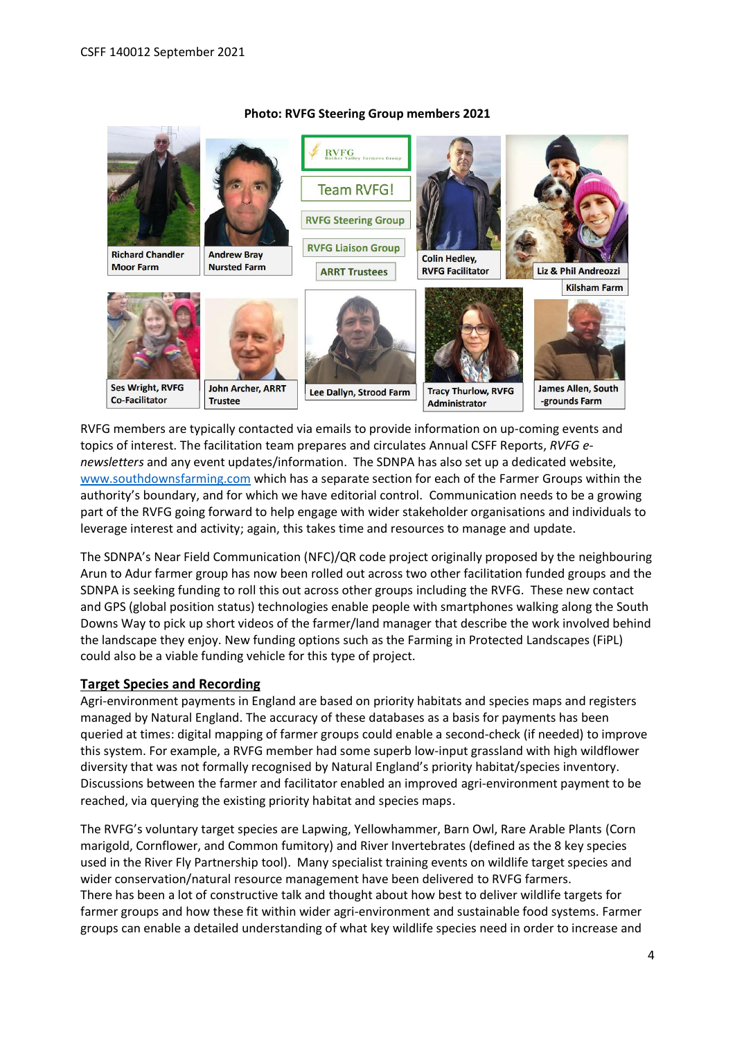**Photo: RVFG Steering Group members 2021**

Richard Chandler Moor Farm

Andrew Bray Nursted Farm

RVFG Rother Valley Farmers Group

Team RVFG!

RVFG Steering Group

RVFG Liaison Group

ARRT Trustees

Colin Hedley, RVFG Facilitator

Liz & Phil Andreozzi Kilsham Farm

Ses Wright, RVFG Co-Facilitator

John Archer, ARRT Trustee

Lee Dallyn, Strood Farm

Tracy Thurlow, RVFG Administrator

James Allen, South -grounds Farm

RVFG members are typically contacted via emails to provide information on up-coming events and topics of interest. The facilitation team prepares and circulates Annual CSFF Reports, *RVFG e-newsletters* and any event updates/information. The SDNPA has also set up a dedicated website, [www.southdownsfarming.com](www.southdownsfarming.com) which has a separate section for each of the Farmer Groups within the authority's boundary, and for which we have editorial control. Communication needs to be a growing part of the RVFG going forward to help engage with wider stakeholder organisations and individuals to leverage interest and activity; again, this takes time and resources to manage and update.

The SDNPA's Near Field Communication (NFC)/QR code project originally proposed by the neighbouring Arun to Adur farmer group has now been rolled out across two other facilitation funded groups and the SDNPA is seeking funding to roll this out across other groups including the RVFG. These new contact and GPS (global position status) technologies enable people with smartphones walking along the South Downs Way to pick up short videos of the farmer/land manager that describe the work involved behind the landscape they enjoy. New funding options such as the Farming in Protected Landscapes (FiPL) could also be a viable funding vehicle for this type of project.

## Target Species and Recording

Agri-environment payments in England are based on priority habitats and species maps and registers managed by Natural England. The accuracy of these databases as a basis for payments has been queried at times: digital mapping of farmer groups could enable a second-check (if needed) to improve this system. For example, a RVFG member had some superb low-input grassland with high wildflower diversity that was not formally recognised by Natural England's priority habitat/species inventory. Discussions between the farmer and facilitator enabled an improved agri-environment payment to be reached, via querying the existing priority habitat and species maps.

The RVFG's voluntary target species are Lapwing, Yellowhammer, Barn Owl, Rare Arable Plants (Corn marigold, Cornflower, and Common fumitory) and River Invertebrates (defined as the 8 key species used in the River Fly Partnership tool). Many specialist training events on wildlife target species and wider conservation/natural resource management have been delivered to RVFG farmers.
There has been a lot of constructive talk and thought about how best to deliver wildlife targets for farmer groups and how these fit within wider agri-environment and sustainable food systems. Farmer groups can enable a detailed understanding of what key wildlife species need in order to increase and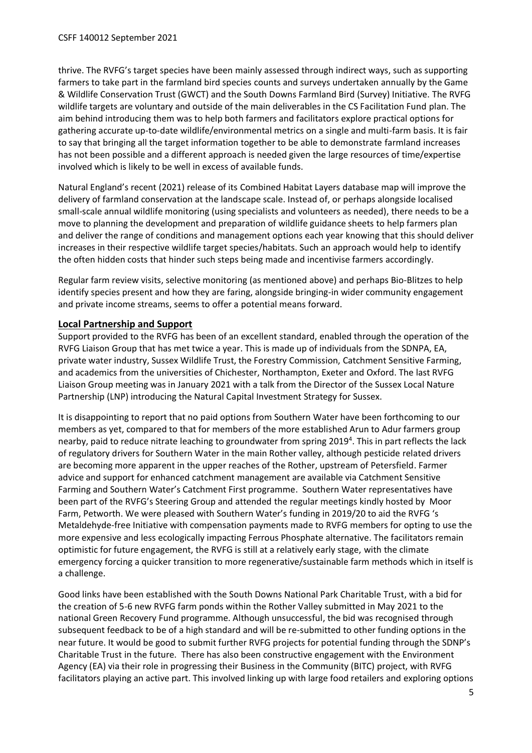thrive. The RVFG's target species have been mainly assessed through indirect ways, such as supporting farmers to take part in the farmland bird species counts and surveys undertaken annually by the Game & Wildlife Conservation Trust (GWCT) and the South Downs Farmland Bird (Survey) Initiative. The RVFG wildlife targets are voluntary and outside of the main deliverables in the CS Facilitation Fund plan. The aim behind introducing them was to help both farmers and facilitators explore practical options for gathering accurate up-to-date wildlife/environmental metrics on a single and multi-farm basis. It is fair to say that bringing all the target information together to be able to demonstrate farmland increases has not been possible and a different approach is needed given the large resources of time/expertise involved which is likely to be well in excess of available funds.

Natural England's recent (2021) release of its Combined Habitat Layers database map will improve the delivery of farmland conservation at the landscape scale. Instead of, or perhaps alongside localised small-scale annual wildlife monitoring (using specialists and volunteers as needed), there needs to be a move to planning the development and preparation of wildlife guidance sheets to help farmers plan and deliver the range of conditions and management options each year knowing that this should deliver increases in their respective wildlife target species/habitats. Such an approach would help to identify the often hidden costs that hinder such steps being made and incentivise farmers accordingly.

Regular farm review visits, selective monitoring (as mentioned above) and perhaps Bio-Blitzes to help identify species present and how they are faring, alongside bringing-in wider community engagement and private income streams, seems to offer a potential means forward.

## Local Partnership and Support

Support provided to the RVFG has been of an excellent standard, enabled through the operation of the RVFG Liaison Group that has met twice a year. This is made up of individuals from the SDNPA, EA, private water industry, Sussex Wildlife Trust, the Forestry Commission, Catchment Sensitive Farming, and academics from the universities of Chichester, Northampton, Exeter and Oxford. The last RVFG Liaison Group meeting was in January 2021 with a talk from the Director of the Sussex Local Nature Partnership (LNP) introducing the Natural Capital Investment Strategy for Sussex.

It is disappointing to report that no paid options from Southern Water have been forthcoming to our members as yet, compared to that for members of the more established Arun to Adur farmers group nearby, paid to reduce nitrate leaching to groundwater from spring 2019[4]. This in part reflects the lack of regulatory drivers for Southern Water in the main Rother valley, although pesticide related drivers are becoming more apparent in the upper reaches of the Rother, upstream of Petersfield. Farmer advice and support for enhanced catchment management are available via Catchment Sensitive Farming and Southern Water's Catchment First programme. Southern Water representatives have been part of the RVFG's Steering Group and attended the regular meetings kindly hosted by Moor Farm, Petworth. We were pleased with Southern Water's funding in 2019/20 to aid the RVFG 's Metaldehyde-free Initiative with compensation payments made to RVFG members for opting to use the more expensive and less ecologically impacting Ferrous Phosphate alternative. The facilitators remain optimistic for future engagement, the RVFG is still at a relatively early stage, with the climate emergency forcing a quicker transition to more regenerative/sustainable farm methods which in itself is a challenge.

Good links have been established with the South Downs National Park Charitable Trust, with a bid for the creation of 5-6 new RVFG farm ponds within the Rother Valley submitted in May 2021 to the national Green Recovery Fund programme. Although unsuccessful, the bid was recognised through subsequent feedback to be of a high standard and will be re-submitted to other funding options in the near future. It would be good to submit further RVFG projects for potential funding through the SDNP's Charitable Trust in the future. There has also been constructive engagement with the Environment Agency (EA) via their role in progressing their Business in the Community (BITC) project, with RVFG facilitators playing an active part. This involved linking up with large food retailers and exploring options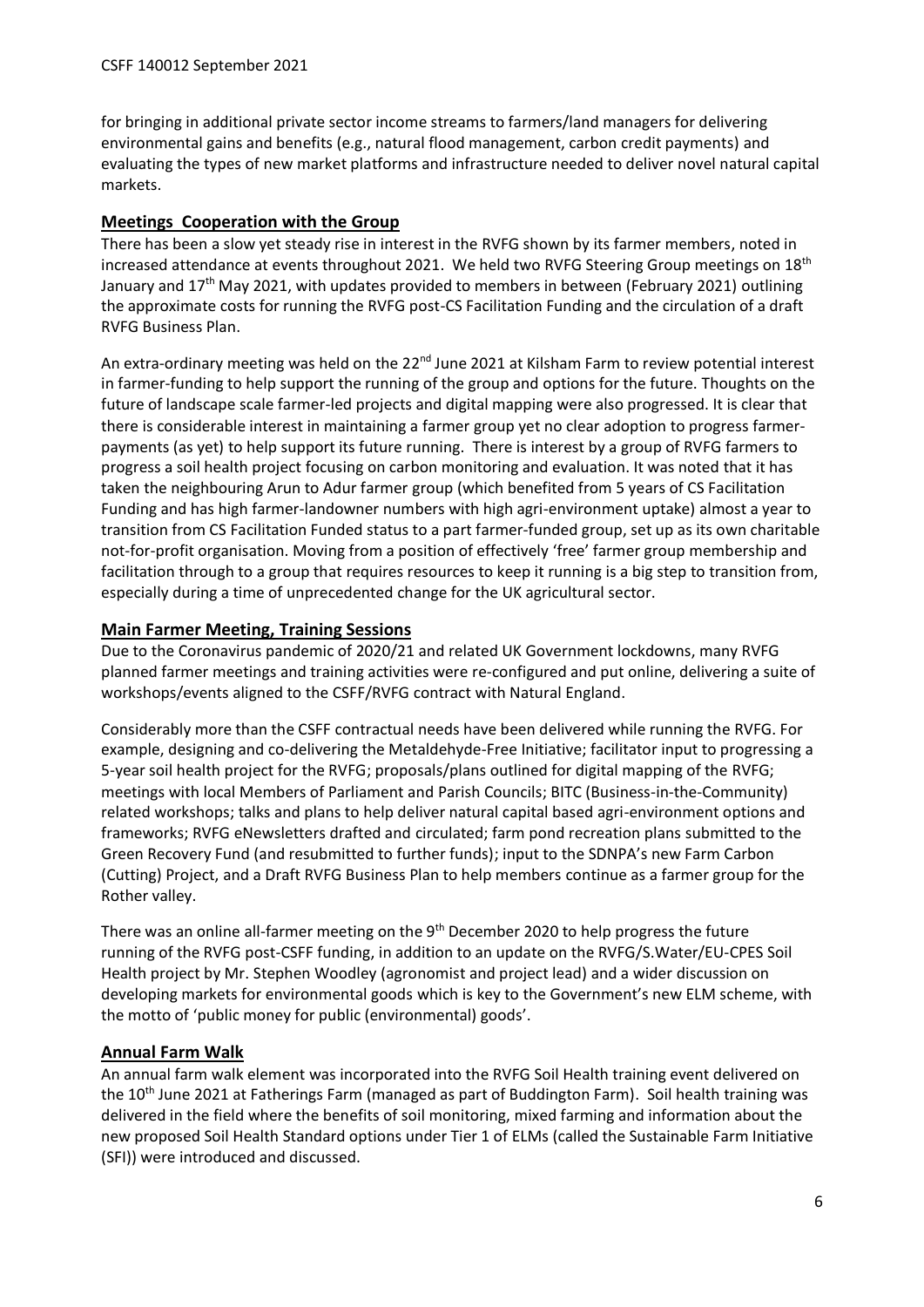for bringing in additional private sector income streams to farmers/land managers for delivering environmental gains and benefits (e.g., natural flood management, carbon credit payments) and evaluating the types of new market platforms and infrastructure needed to deliver novel natural capital markets.

## Meetings Cooperation with the Group

There has been a slow yet steady rise in interest in the RVFG shown by its farmer members, noted in increased attendance at events throughout 2021. We held two RVFG Steering Group meetings on 18th January and 17th May 2021, with updates provided to members in between (February 2021) outlining the approximate costs for running the RVFG post-CS Facilitation Funding and the circulation of a draft RVFG Business Plan.

An extra-ordinary meeting was held on the 22nd June 2021 at Kilsham Farm to review potential interest in farmer-funding to help support the running of the group and options for the future. Thoughts on the future of landscape scale farmer-led projects and digital mapping were also progressed. It is clear that there is considerable interest in maintaining a farmer group yet no clear adoption to progress farmer-payments (as yet) to help support its future running. There is interest by a group of RVFG farmers to progress a soil health project focusing on carbon monitoring and evaluation. It was noted that it has taken the neighbouring Arun to Adur farmer group (which benefited from 5 years of CS Facilitation Funding and has high farmer-landowner numbers with high agri-environment uptake) almost a year to transition from CS Facilitation Funded status to a part farmer-funded group, set up as its own charitable not-for-profit organisation. Moving from a position of effectively 'free' farmer group membership and facilitation through to a group that requires resources to keep it running is a big step to transition from, especially during a time of unprecedented change for the UK agricultural sector.

## Main Farmer Meeting, Training Sessions

Due to the Coronavirus pandemic of 2020/21 and related UK Government lockdowns, many RVFG planned farmer meetings and training activities were re-configured and put online, delivering a suite of workshops/events aligned to the CSFF/RVFG contract with Natural England.

Considerably more than the CSFF contractual needs have been delivered while running the RVFG. For example, designing and co-delivering the Metaldehyde-Free Initiative; facilitator input to progressing a 5-year soil health project for the RVFG; proposals/plans outlined for digital mapping of the RVFG; meetings with local Members of Parliament and Parish Councils; BITC (Business-in-the-Community) related workshops; talks and plans to help deliver natural capital based agri-environment options and frameworks; RVFG eNewsletters drafted and circulated; farm pond recreation plans submitted to the Green Recovery Fund (and resubmitted to further funds); input to the SDNPA's new Farm Carbon (Cutting) Project, and a Draft RVFG Business Plan to help members continue as a farmer group for the Rother valley.

There was an online all-farmer meeting on the 9th December 2020 to help progress the future running of the RVFG post-CSFF funding, in addition to an update on the RVFG/S.Water/EU-CPES Soil Health project by Mr. Stephen Woodley (agronomist and project lead) and a wider discussion on developing markets for environmental goods which is key to the Government's new ELM scheme, with the motto of 'public money for public (environmental) goods'.

## Annual Farm Walk

An annual farm walk element was incorporated into the RVFG Soil Health training event delivered on the 10th June 2021 at Fatherings Farm (managed as part of Buddington Farm). Soil health training was delivered in the field where the benefits of soil monitoring, mixed farming and information about the new proposed Soil Health Standard options under Tier 1 of ELMs (called the Sustainable Farm Initiative (SFI)) were introduced and discussed.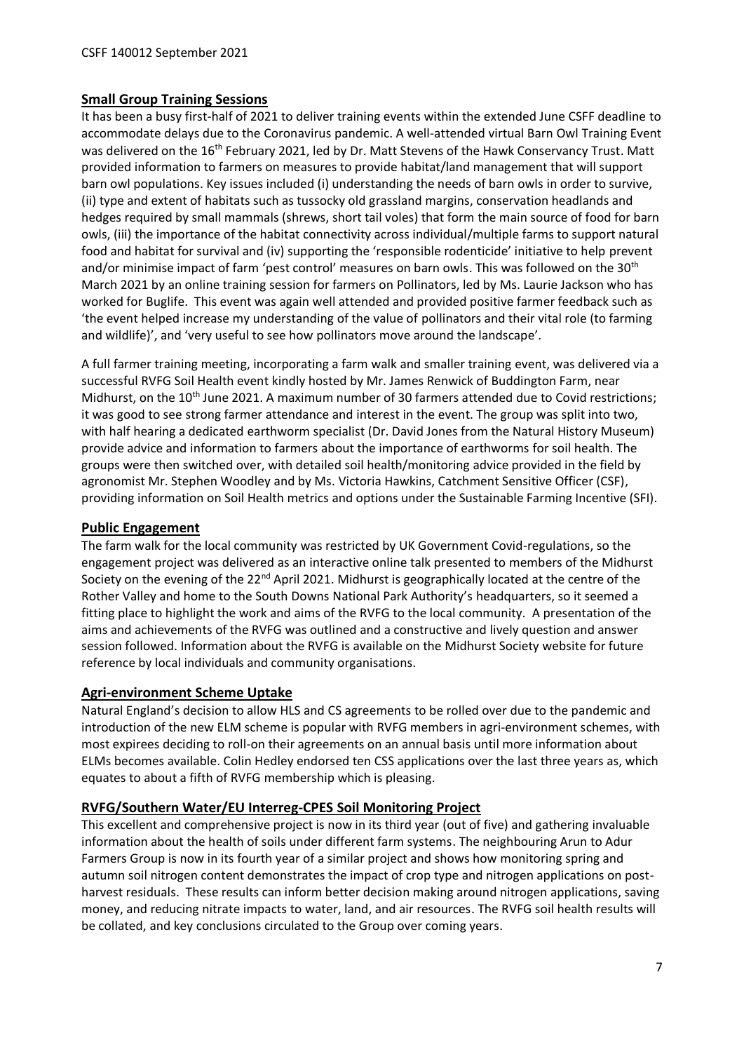## Small Group Training Sessions

It has been a busy first-half of 2021 to deliver training events within the extended June CSFF deadline to accommodate delays due to the Coronavirus pandemic. A well-attended virtual Barn Owl Training Event was delivered on the 16th February 2021, led by Dr. Matt Stevens of the Hawk Conservancy Trust. Matt provided information to farmers on measures to provide habitat/land management that will support barn owl populations. Key issues included (i) understanding the needs of barn owls in order to survive, (ii) type and extent of habitats such as tussocky old grassland margins, conservation headlands and hedges required by small mammals (shrews, short tail voles) that form the main source of food for barn owls, (iii) the importance of the habitat connectivity across individual/multiple farms to support natural food and habitat for survival and (iv) supporting the 'responsible rodenticide' initiative to help prevent and/or minimise impact of farm 'pest control' measures on barn owls. This was followed on the 30th March 2021 by an online training session for farmers on Pollinators, led by Ms. Laurie Jackson who has worked for Buglife. This event was again well attended and provided positive farmer feedback such as 'the event helped increase my understanding of the value of pollinators and their vital role (to farming and wildlife)', and 'very useful to see how pollinators move around the landscape'.

A full farmer training meeting, incorporating a farm walk and smaller training event, was delivered via a successful RVFG Soil Health event kindly hosted by Mr. James Renwick of Buddington Farm, near Midhurst, on the 10th June 2021. A maximum number of 30 farmers attended due to Covid restrictions; it was good to see strong farmer attendance and interest in the event. The group was split into two, with half hearing a dedicated earthworm specialist (Dr. David Jones from the Natural History Museum) provide advice and information to farmers about the importance of earthworms for soil health. The groups were then switched over, with detailed soil health/monitoring advice provided in the field by agronomist Mr. Stephen Woodley and by Ms. Victoria Hawkins, Catchment Sensitive Officer (CSF), providing information on Soil Health metrics and options under the Sustainable Farming Incentive (SFI).

## Public Engagement

The farm walk for the local community was restricted by UK Government Covid-regulations, so the engagement project was delivered as an interactive online talk presented to members of the Midhurst Society on the evening of the 22nd April 2021. Midhurst is geographically located at the centre of the Rother Valley and home to the South Downs National Park Authority's headquarters, so it seemed a fitting place to highlight the work and aims of the RVFG to the local community. A presentation of the aims and achievements of the RVFG was outlined and a constructive and lively question and answer session followed. Information about the RVFG is available on the Midhurst Society website for future reference by local individuals and community organisations.

## Agri-environment Scheme Uptake

Natural England's decision to allow HLS and CS agreements to be rolled over due to the pandemic and introduction of the new ELM scheme is popular with RVFG members in agri-environment schemes, with most expirees deciding to roll-on their agreements on an annual basis until more information about ELMs becomes available. Colin Hedley endorsed ten CSS applications over the last three years as, which equates to about a fifth of RVFG membership which is pleasing.

## RVFG/Southern Water/EU Interreg-CPES Soil Monitoring Project

This excellent and comprehensive project is now in its third year (out of five) and gathering invaluable information about the health of soils under different farm systems. The neighbouring Arun to Adur Farmers Group is now in its fourth year of a similar project and shows how monitoring spring and autumn soil nitrogen content demonstrates the impact of crop type and nitrogen applications on post-harvest residuals. These results can inform better decision making around nitrogen applications, saving money, and reducing nitrate impacts to water, land, and air resources. The RVFG soil health results will be collated, and key conclusions circulated to the Group over coming years.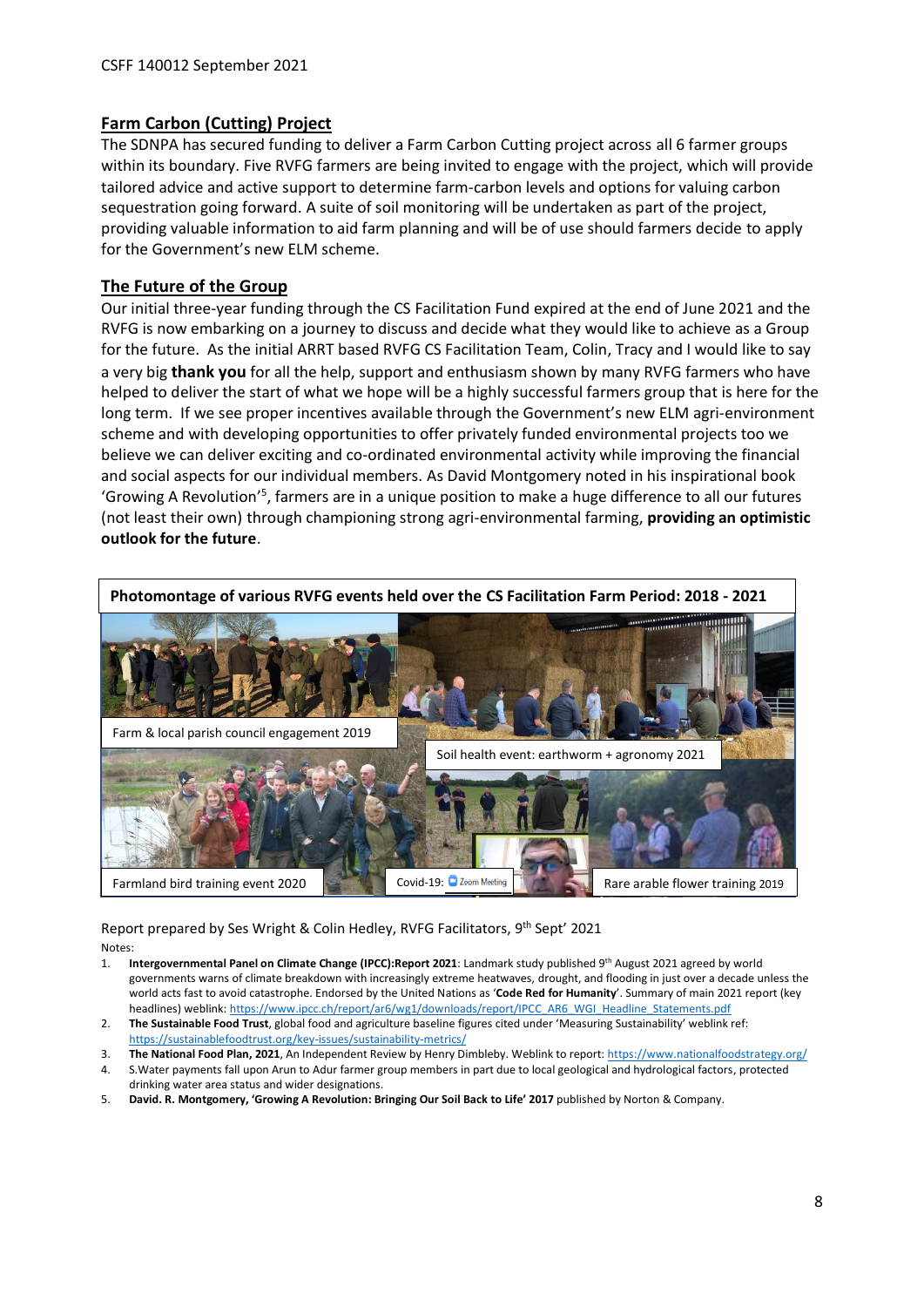## Farm Carbon (Cutting) Project

The SDNPA has secured funding to deliver a Farm Carbon Cutting project across all 6 farmer groups within its boundary. Five RVFG farmers are being invited to engage with the project, which will provide tailored advice and active support to determine farm-carbon levels and options for valuing carbon sequestration going forward. A suite of soil monitoring will be undertaken as part of the project, providing valuable information to aid farm planning and will be of use should farmers decide to apply for the Government's new ELM scheme.

## The Future of the Group

Our initial three-year funding through the CS Facilitation Fund expired at the end of June 2021 and the RVFG is now embarking on a journey to discuss and decide what they would like to achieve as a Group for the future. As the initial ARRT based RVFG CS Facilitation Team, Colin, Tracy and I would like to say a very big **thank you** for all the help, support and enthusiasm shown by many RVFG farmers who have helped to deliver the start of what we hope will be a highly successful farmers group that is here for the long term. If we see proper incentives available through the Government's new ELM agri-environment scheme and with developing opportunities to offer privately funded environmental projects too we believe we can deliver exciting and co-ordinated environmental activity while improving the financial and social aspects for our individual members. As David Montgomery noted in his inspirational book 'Growing A Revolution'[5], farmers are in a unique position to make a huge difference to all our futures (not least their own) through championing strong agri-environmental farming, **providing an optimistic outlook for the future**.

**Photomontage of various RVFG events held over the CS Facilitation Farm Period: 2018 - 2021**

Farm & local parish council engagement 2019

Soil health event: earthworm + agronomy 2021

Farmland bird training event 2020

Covid-19: Zoom Meeting

Rare arable flower training 2019

Report prepared by Ses Wright & Colin Hedley, RVFG Facilitators, 9th Sept' 2021

Notes:

1. **Intergovernmental Panel on Climate Change (IPCC):Report 2021**: Landmark study published 9th August 2021 agreed by world governments warns of climate breakdown with increasingly extreme heatwaves, drought, and flooding in just over a decade unless the world acts fast to avoid catastrophe. Endorsed by the United Nations as '**Code Red for Humanity**'. Summary of main 2021 report (key headlines) weblink: https://www.ipcc.ch/report/ar6/wg1/downloads/report/IPCC_AR6_WGI_Headline_Statements.pdf
2. **The Sustainable Food Trust**, global food and agriculture baseline figures cited under 'Measuring Sustainability' weblink ref: https://sustainablefoodtrust.org/key-issues/sustainability-metrics/
3. **The National Food Plan, 2021**, An Independent Review by Henry Dimbleby. Weblink to report: https://www.nationalfoodstrategy.org/
4. S.Water payments fall upon Arun to Adur farmer group members in part due to local geological and hydrological factors, protected drinking water area status and wider designations.
5. **David. R. Montgomery, 'Growing A Revolution: Bringing Our Soil Back to Life' 2017** published by Norton & Company.